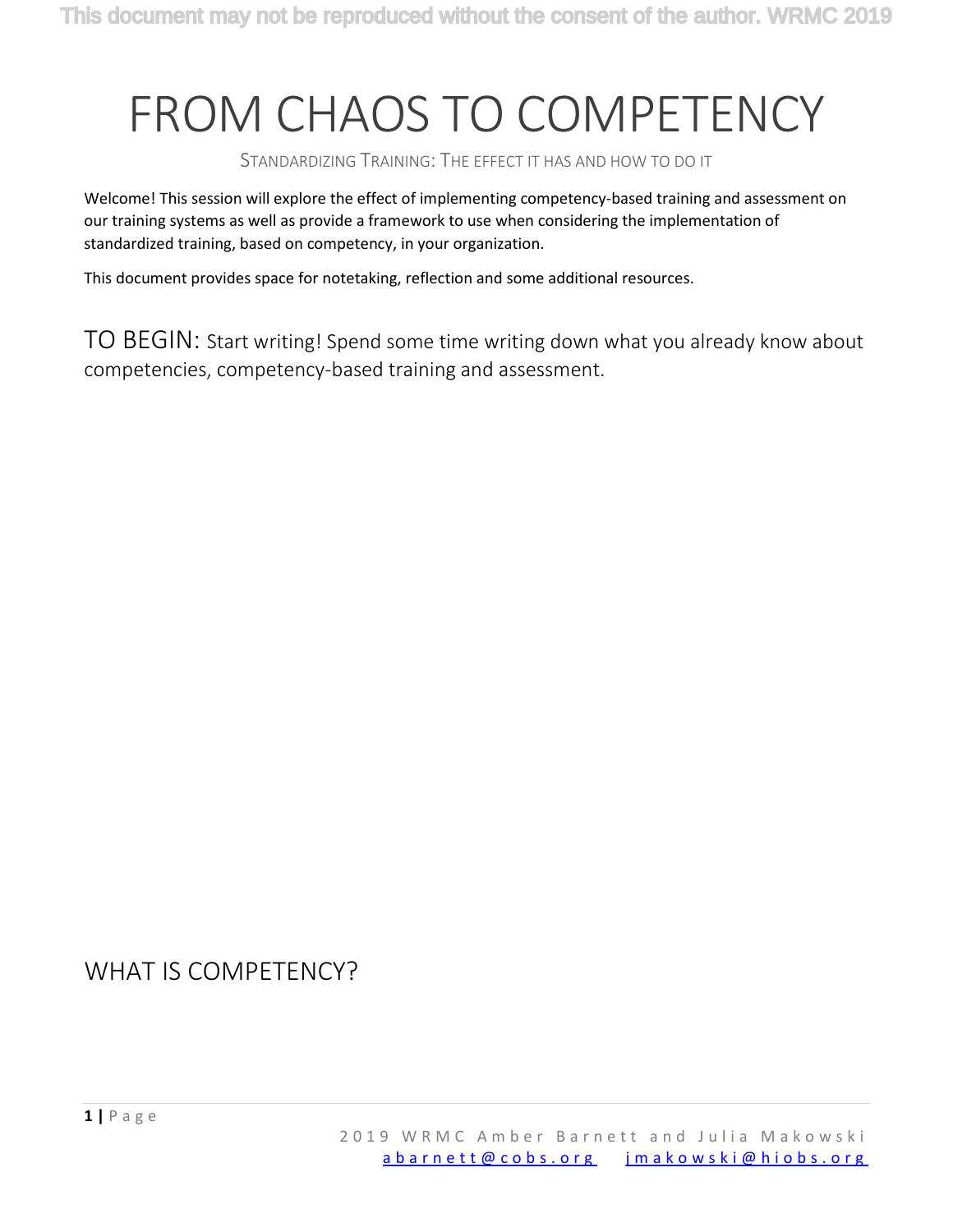# FROM CHAOS TO COMPETENCY

STANDARDIZING TRAINING: THE EFFECT IT HAS AND HOW TO DO IT

Welcome! This session will explore the effect of implementing competency-based training and assessment on our training systems as well as provide a framework to use when considering the implementation of standardized training, based on competency, in your organization.

This document provides space for notetaking, reflection and some additional resources.

## TO BEGIN: Start writing! Spend some time writing down what you already know about competencies, competency-based training and assessment.

## WHAT IS COMPETENCY?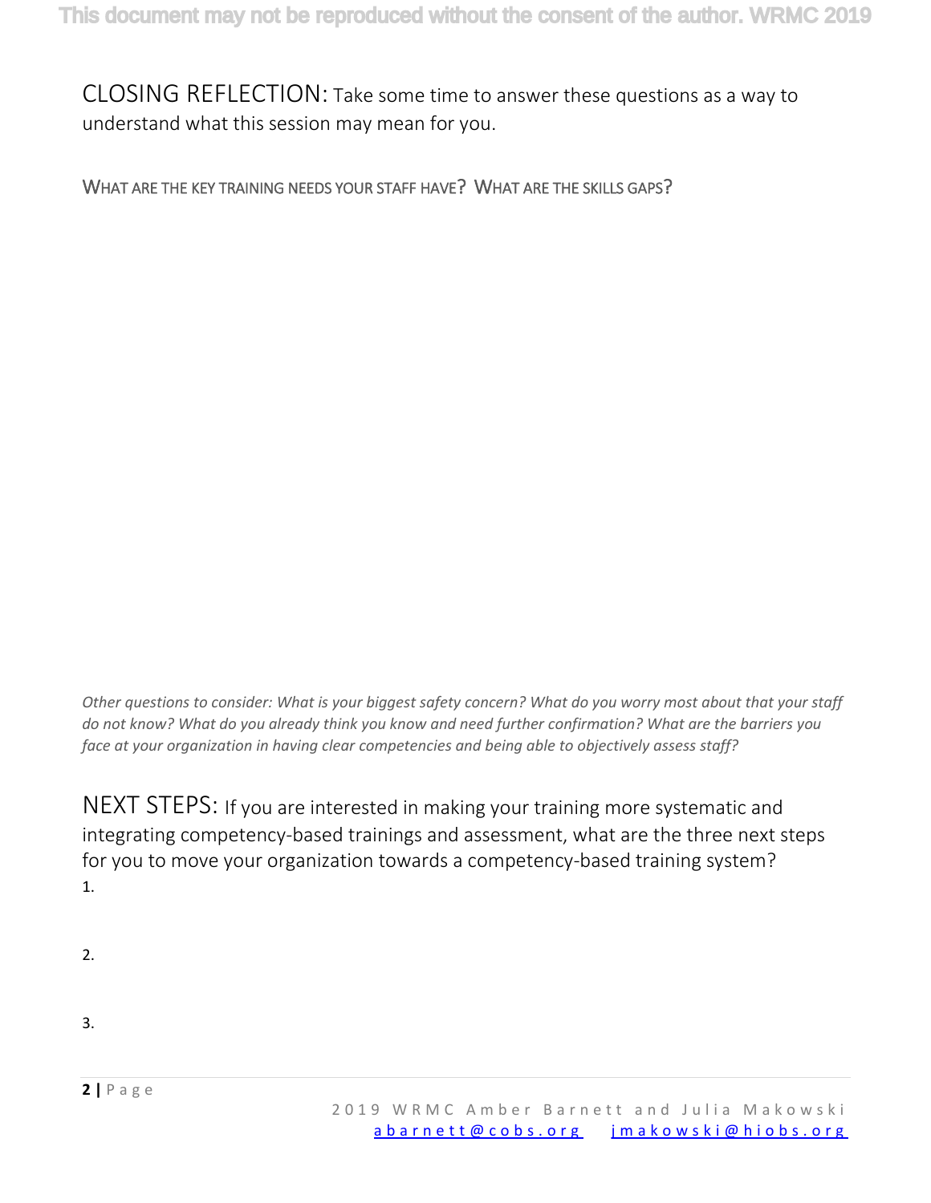## CLOSING REFLECTION: Take some time to answer these questions as a way to understand what this session may mean for you.

### WHAT ARE THE KEY TRAINING NEEDS YOUR STAFF HAVE? WHAT ARE THE SKILLS GAPS?

*Other questions to consider: What is your biggest safety concern? What do you worry most about that your staff do not know? What do you already think you know and need further confirmation? What are the barriers you face at your organization in having clear competencies and being able to objectively assess staff?*

## NEXT STEPS: If you are interested in making your training more systematic and integrating competency-based trainings and assessment, what are the three next steps for you to move your organization towards a competency-based training system?

1.

2.

3.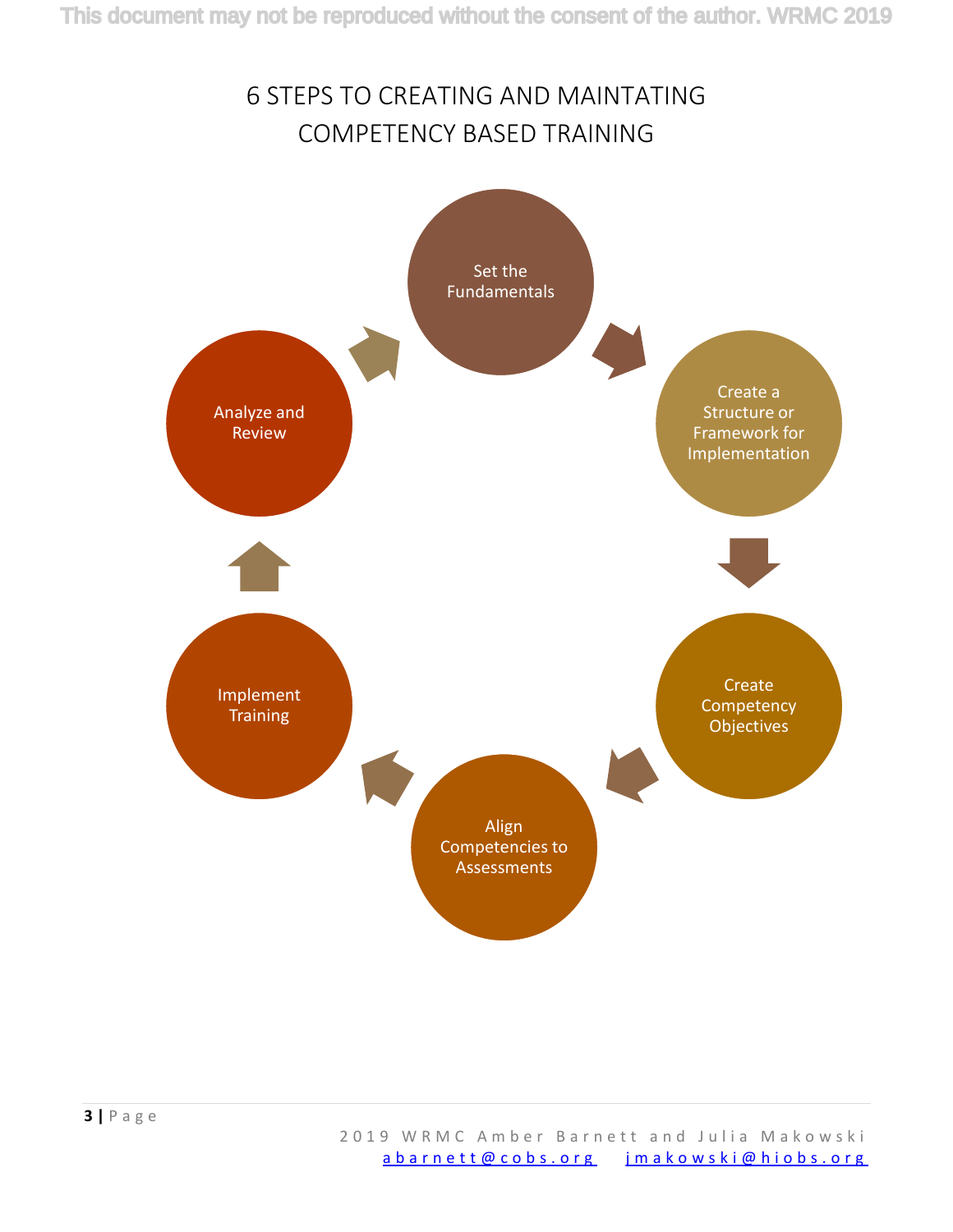# 6 STEPS TO CREATING AND MAINTATING COMPETENCY BASED TRAINING

1. Set the Fundamentals
2. Create a Structure or Framework for Implementation
3. Create Competency Objectives
4. Align Competencies to Assessments
5. Implement Training
6. Analyze and Review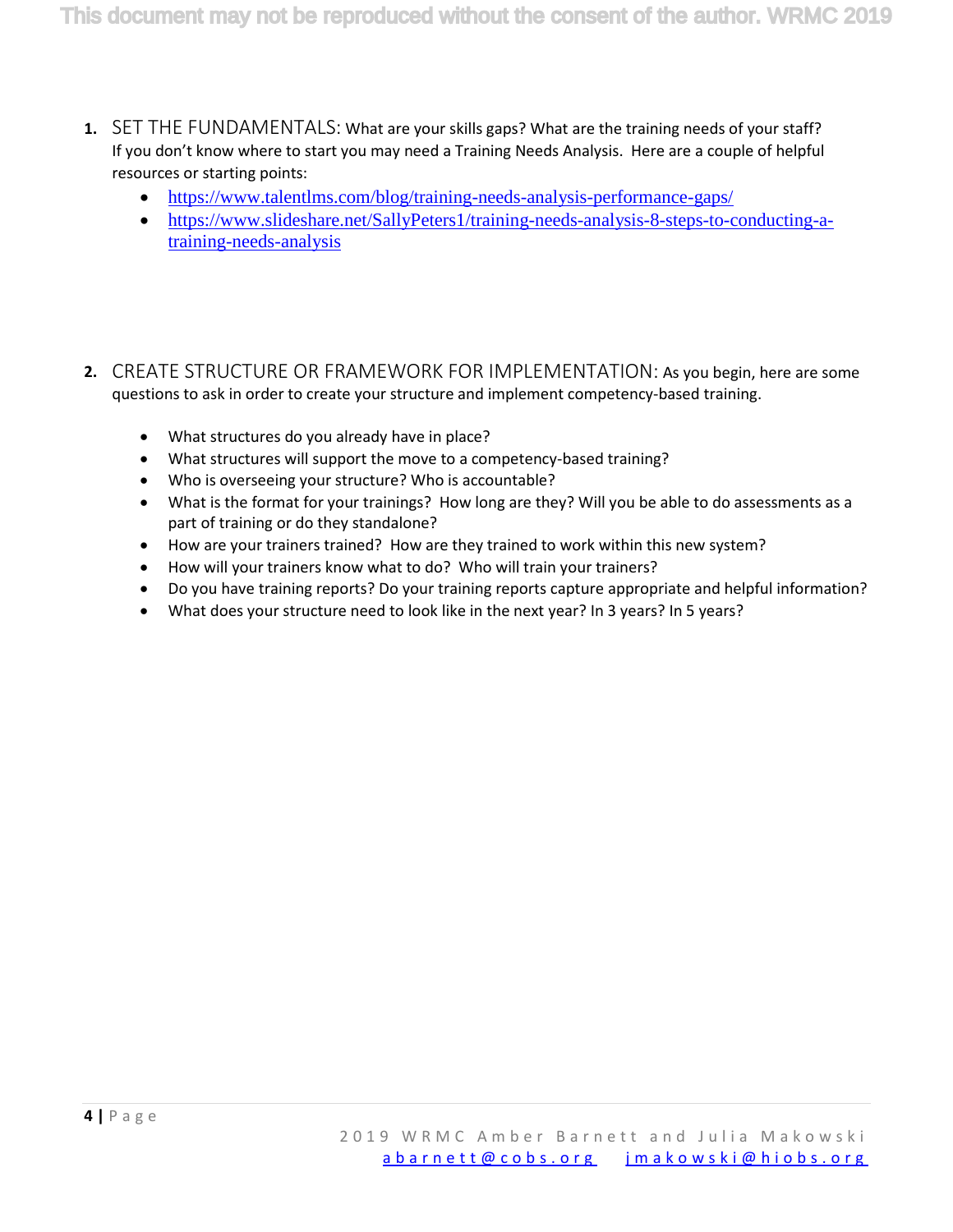1. SET THE FUNDAMENTALS: What are your skills gaps? What are the training needs of your staff? If you don't know where to start you may need a Training Needs Analysis. Here are a couple of helpful resources or starting points:
    - https://www.talentlms.com/blog/training-needs-analysis-performance-gaps/
    - https://www.slideshare.net/SallyPeters1/training-needs-analysis-8-steps-to-conducting-a-training-needs-analysis

2. CREATE STRUCTURE OR FRAMEWORK FOR IMPLEMENTATION: As you begin, here are some questions to ask in order to create your structure and implement competency-based training.
    - What structures do you already have in place?
    - What structures will support the move to a competency-based training?
    - Who is overseeing your structure? Who is accountable?
    - What is the format for your trainings? How long are they? Will you be able to do assessments as a part of training or do they standalone?
    - How are your trainers trained? How are they trained to work within this new system?
    - How will your trainers know what to do? Who will train your trainers?
    - Do you have training reports? Do your training reports capture appropriate and helpful information?
    - What does your structure need to look like in the next year? In 3 years? In 5 years?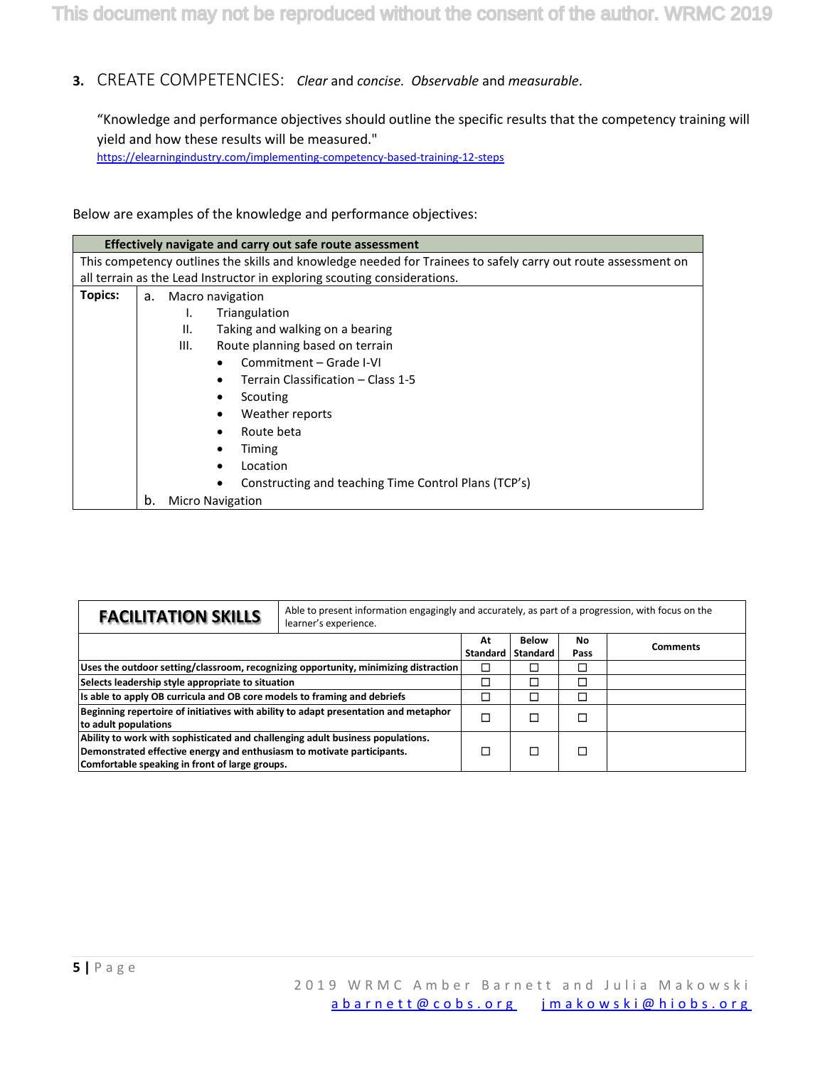## 3. CREATE COMPETENCIES: *Clear* and *concise*. *Observable* and *measurable*.

"Knowledge and performance objectives should outline the specific results that the competency training will yield and how these results will be measured."
https://elearningindustry.com/implementing-competency-based-training-12-steps

Below are examples of the knowledge and performance objectives:

| **Effectively navigate and carry out safe route assessment** | |
|---|---|
| This competency outlines the skills and knowledge needed for Trainees to safely carry out route assessment on all terrain as the Lead Instructor in exploring scouting considerations. | |
| **Topics:** | a. Macro navigation<br>I. Triangulation<br>II. Taking and walking on a bearing<br>III. Route planning based on terrain<br>• Commitment – Grade I-VI<br>• Terrain Classification – Class 1-5<br>• Scouting<br>• Weather reports<br>• Route beta<br>• Timing<br>• Location<br>• Constructing and teaching Time Control Plans (TCP's)<br>b. Micro Navigation |

| **FACILITATION SKILLS** | Able to present information engagingly and accurately, as part of a progression, with focus on the learner's experience. | | | |
|---|---|---|---|---|
| | **At Standard** | **Below Standard** | **No Pass** | **Comments** |
| **Uses the outdoor setting/classroom, recognizing opportunity, minimizing distraction** | ☐ | ☐ | ☐ | |
| **Selects leadership style appropriate to situation** | ☐ | ☐ | ☐ | |
| **Is able to apply OB curricula and OB core models to framing and debriefs** | ☐ | ☐ | ☐ | |
| **Beginning repertoire of initiatives with ability to adapt presentation and metaphor to adult populations** | ☐ | ☐ | ☐ | |
| **Ability to work with sophisticated and challenging adult business populations. Demonstrated effective energy and enthusiasm to motivate participants. Comfortable speaking in front of large groups.** | ☐ | ☐ | ☐ | |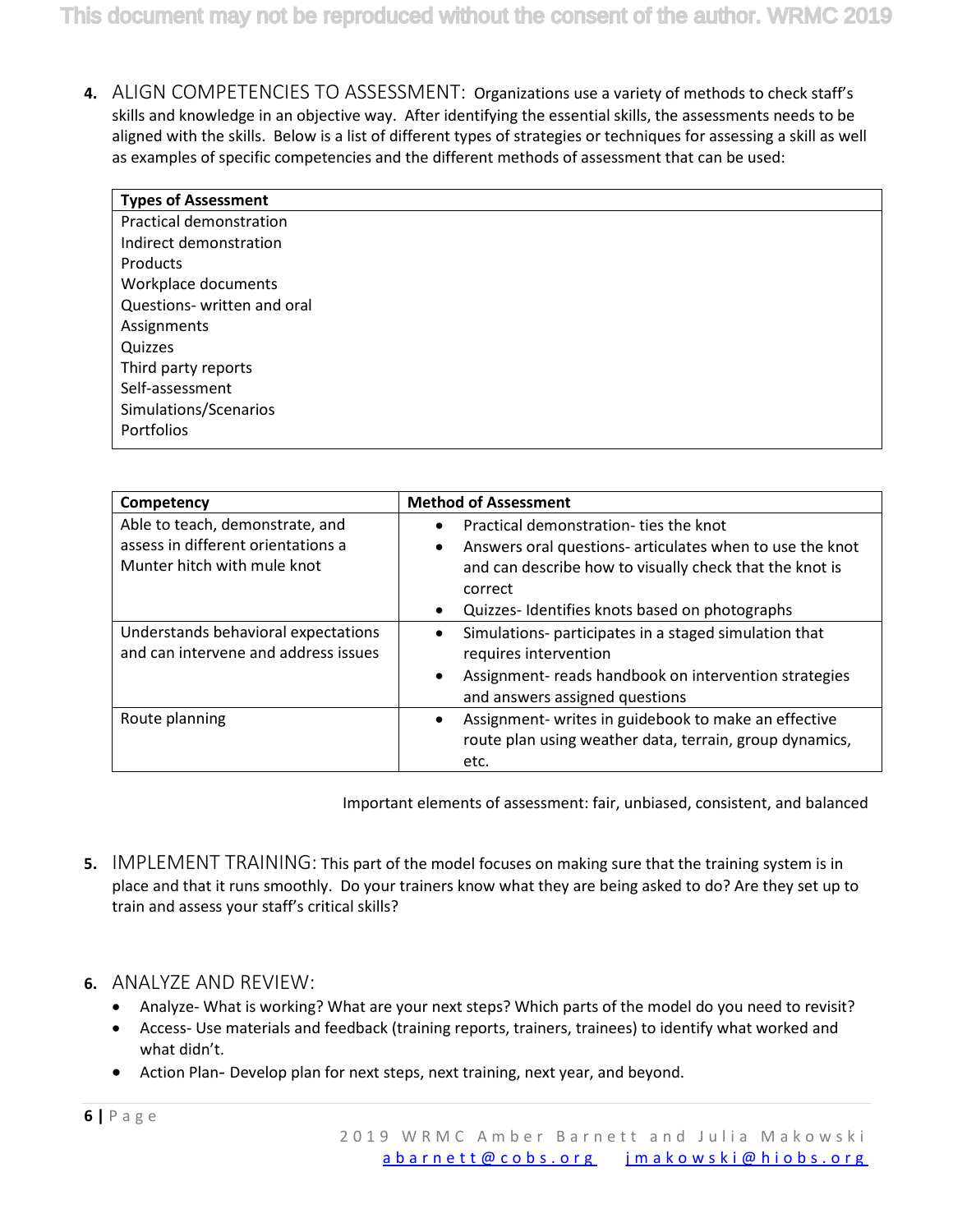4. ALIGN COMPETENCIES TO ASSESSMENT: Organizations use a variety of methods to check staff's skills and knowledge in an objective way. After identifying the essential skills, the assessments needs to be aligned with the skills. Below is a list of different types of strategies or techniques for assessing a skill as well as examples of specific competencies and the different methods of assessment that can be used:

| Types of Assessment |
|---|
| Practical demonstration<br>Indirect demonstration<br>Products<br>Workplace documents<br>Questions- written and oral<br>Assignments<br>Quizzes<br>Third party reports<br>Self-assessment<br>Simulations/Scenarios<br>Portfolios |

| Competency | Method of Assessment |
|---|---|
| Able to teach, demonstrate, and assess in different orientations a Munter hitch with mule knot | • Practical demonstration- ties the knot<br>• Answers oral questions- articulates when to use the knot and can describe how to visually check that the knot is correct<br>• Quizzes- Identifies knots based on photographs |
| Understands behavioral expectations and can intervene and address issues | • Simulations- participates in a staged simulation that requires intervention<br>• Assignment- reads handbook on intervention strategies and answers assigned questions |
| Route planning | • Assignment- writes in guidebook to make an effective route plan using weather data, terrain, group dynamics, etc. |

Important elements of assessment: fair, unbiased, consistent, and balanced

5. IMPLEMENT TRAINING: This part of the model focuses on making sure that the training system is in place and that it runs smoothly. Do your trainers know what they are being asked to do? Are they set up to train and assess your staff's critical skills?

6. ANALYZE AND REVIEW:
   - Analyze- What is working? What are your next steps? Which parts of the model do you need to revisit?
   - Access- Use materials and feedback (training reports, trainers, trainees) to identify what worked and what didn't.
   - Action Plan- Develop plan for next steps, next training, next year, and beyond.

2019 WRMC Amber Barnett and Julia Makowski
abarnett@cobs.org jmakowski@hiobs.org